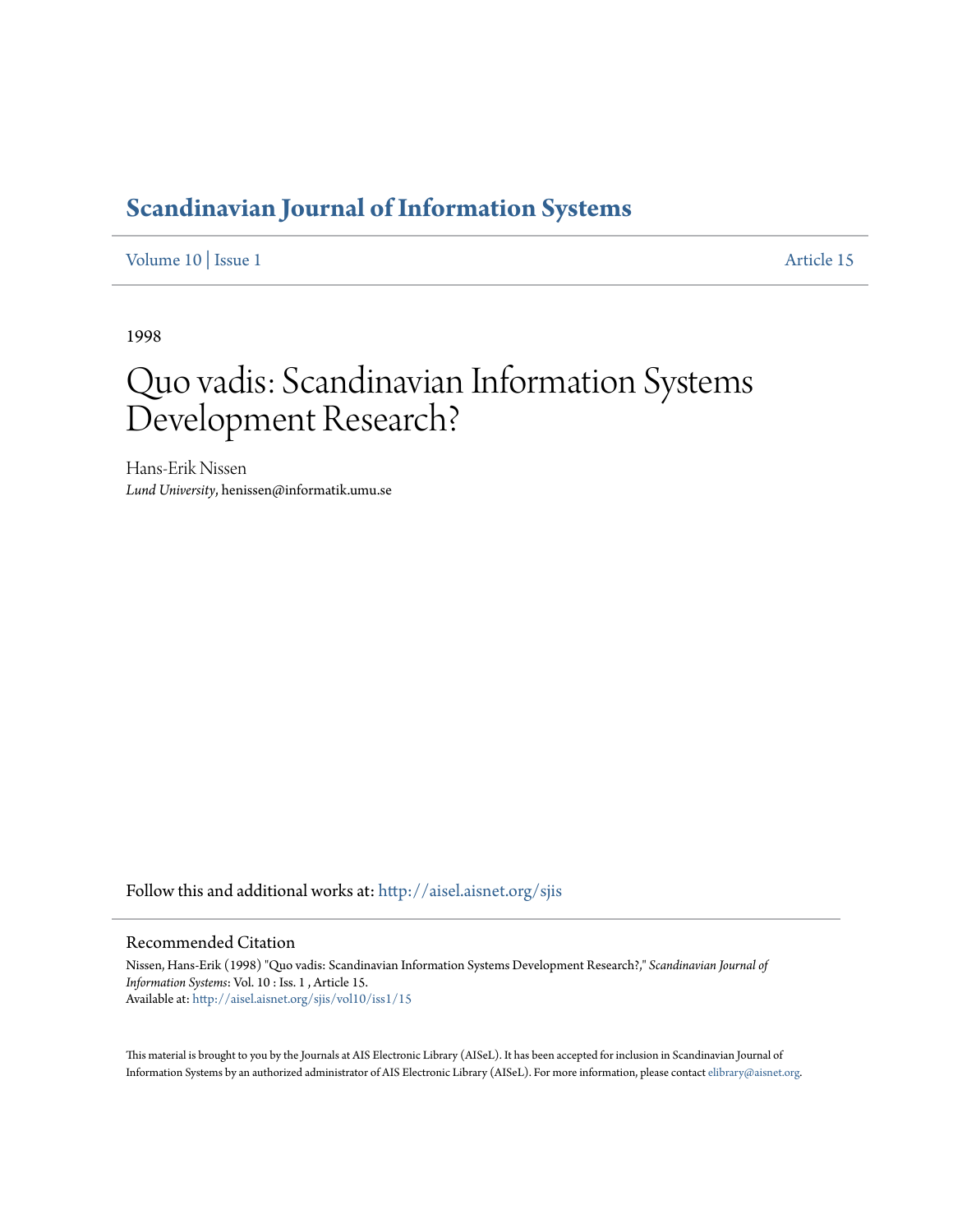# Scandinavian Journal of Information Systems

Volume 10 | Issue 1 Article 15

1998

# Quo vadis: Scandinavian Information Systems Development Research?

Hans-Erik Nissen
*Lund University*, henissen@informatik.umu.se

Follow this and additional works at: http://aisel.aisnet.org/sjis

## Recommended Citation

Nissen, Hans-Erik (1998) "Quo vadis: Scandinavian Information Systems Development Research?," *Scandinavian Journal of Information Systems*: Vol. 10 : Iss. 1 , Article 15.
Available at: http://aisel.aisnet.org/sjis/vol10/iss1/15

This material is brought to you by the Journals at AIS Electronic Library (AISeL). It has been accepted for inclusion in Scandinavian Journal of Information Systems by an authorized administrator of AIS Electronic Library (AISeL). For more information, please contact elibrary@aisnet.org.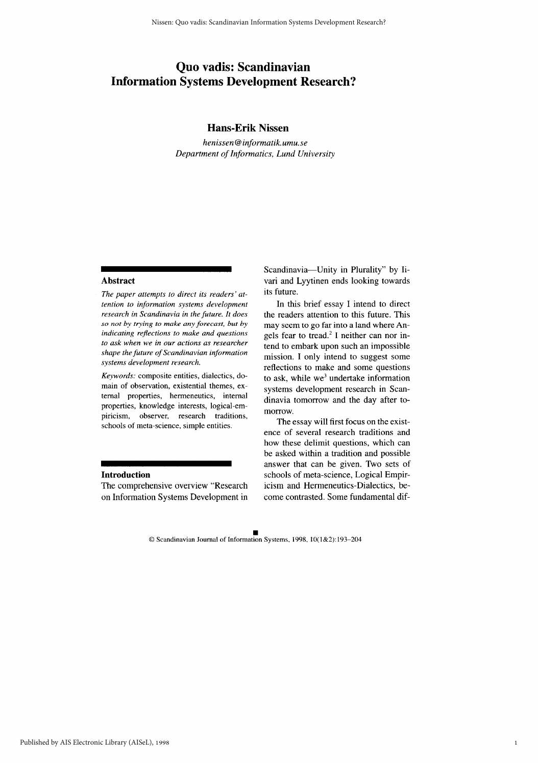# Quo vadis: Scandinavian Information Systems Development Research?

## Hans-Erik Nissen

*henissen@informatik.umu.se*
*Department of Informatics, Lund University*

### Abstract

*The paper attempts to direct its readers' attention to information systems development research in Scandinavia in the future. It does so not by trying to make any forecast, but by indicating reflections to make and questions to ask when we in our actions as researcher shape the future of Scandinavian information systems development research.*

*Keywords:* composite entities, dialectics, domain of observation, existential themes, external properties, hermeneutics, internal properties, knowledge interests, logical-empiricism, observer, research traditions, schools of meta-science, simple entities.

### Introduction

The comprehensive overview "Research on Information Systems Development in Scandinavia—Unity in Plurality" by Iivari and Lyytinen ends looking towards its future.

In this brief essay I intend to direct the readers attention to this future. This may seem to go far into a land where Angels fear to tread.[2] I neither can nor intend to embark upon such an impossible mission. I only intend to suggest some reflections to make and some questions to ask, while we[3] undertake information systems development research in Scandinavia tomorrow and the day after tomorrow.

The essay will first focus on the existence of several research traditions and how these delimit questions, which can be asked within a tradition and possible answer that can be given. Two sets of schools of meta-science, Logical Empiricism and Hermeneutics-Dialectics, become contrasted. Some fundamental dif-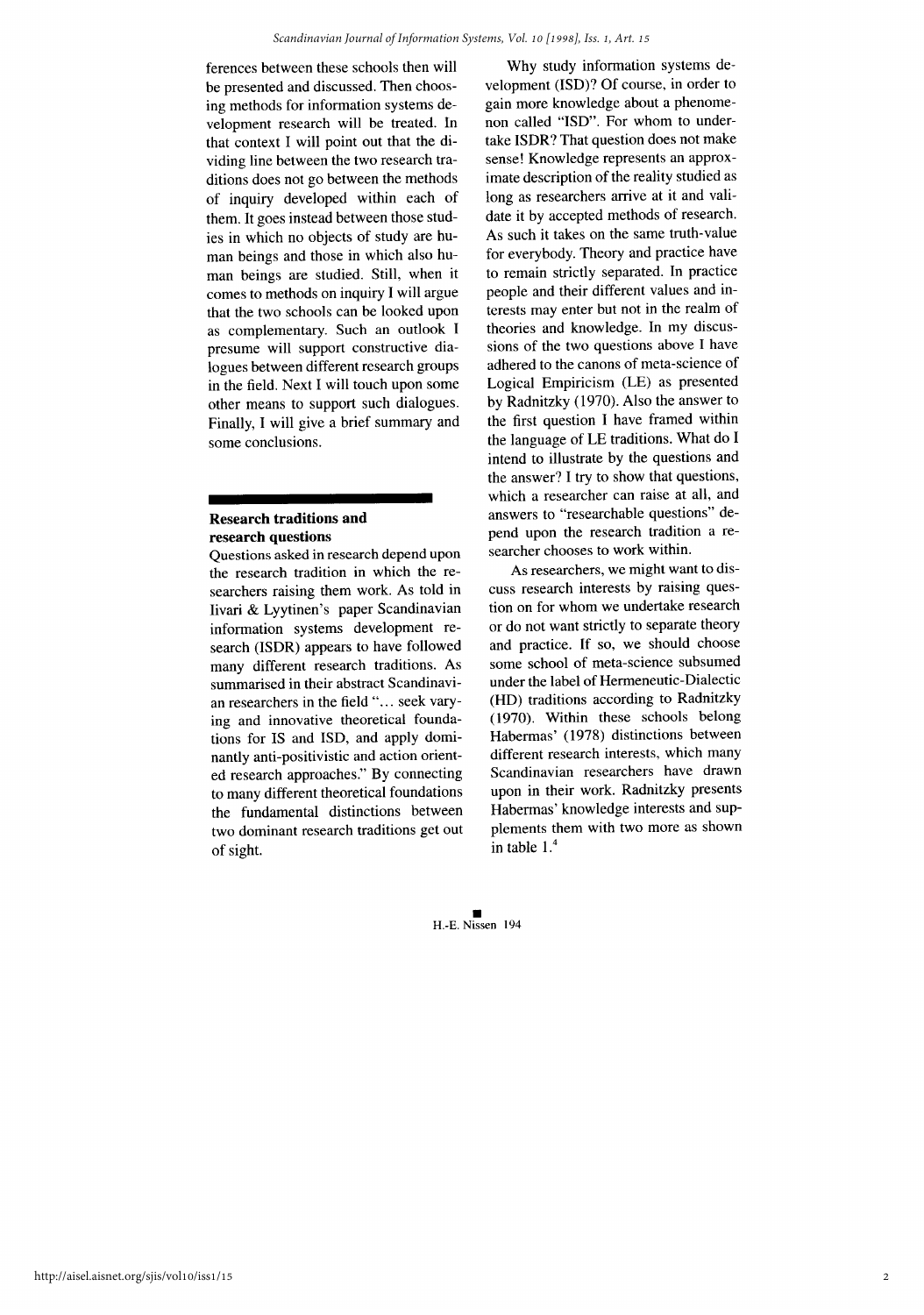ferences between these schools then will be presented and discussed. Then choosing methods for information systems development research will be treated. In that context I will point out that the dividing line between the two research traditions does not go between the methods of inquiry developed within each of them. It goes instead between those studies in which no objects of study are human beings and those in which also human beings are studied. Still, when it comes to methods on inquiry I will argue that the two schools can be looked upon as complementary. Such an outlook I presume will support constructive dialogues between different research groups in the field. Next I will touch upon some other means to support such dialogues. Finally, I will give a brief summary and some conclusions.

## Research traditions and research questions

Questions asked in research depend upon the research tradition in which the researchers raising them work. As told in Iivari & Lyytinen's paper Scandinavian information systems development research (ISDR) appears to have followed many different research traditions. As summarised in their abstract Scandinavian researchers in the field "... seek varying and innovative theoretical foundations for IS and ISD, and apply dominantly anti-positivistic and action oriented research approaches." By connecting to many different theoretical foundations the fundamental distinctions between two dominant research traditions get out of sight.

Why study information systems development (ISD)? Of course, in order to gain more knowledge about a phenomenon called "ISD". For whom to undertake ISDR? That question does not make sense! Knowledge represents an approximate description of the reality studied as long as researchers arrive at it and validate it by accepted methods of research. As such it takes on the same truth-value for everybody. Theory and practice have to remain strictly separated. In practice people and their different values and interests may enter but not in the realm of theories and knowledge. In my discussions of the two questions above I have adhered to the canons of meta-science of Logical Empiricism (LE) as presented by Radnitzky (1970). Also the answer to the first question I have framed within the language of LE traditions. What do I intend to illustrate by the questions and the answer? I try to show that questions, which a researcher can raise at all, and answers to "researchable questions" depend upon the research tradition a researcher chooses to work within.

As researchers, we might want to discuss research interests by raising question on for whom we undertake research or do not want strictly to separate theory and practice. If so, we should choose some school of meta-science subsumed under the label of Hermeneutic-Dialectic (HD) traditions according to Radnitzky (1970). Within these schools belong Habermas' (1978) distinctions between different research interests, which many Scandinavian researchers have drawn upon in their work. Radnitzky presents Habermas' knowledge interests and supplements them with two more as shown in table 1.[4]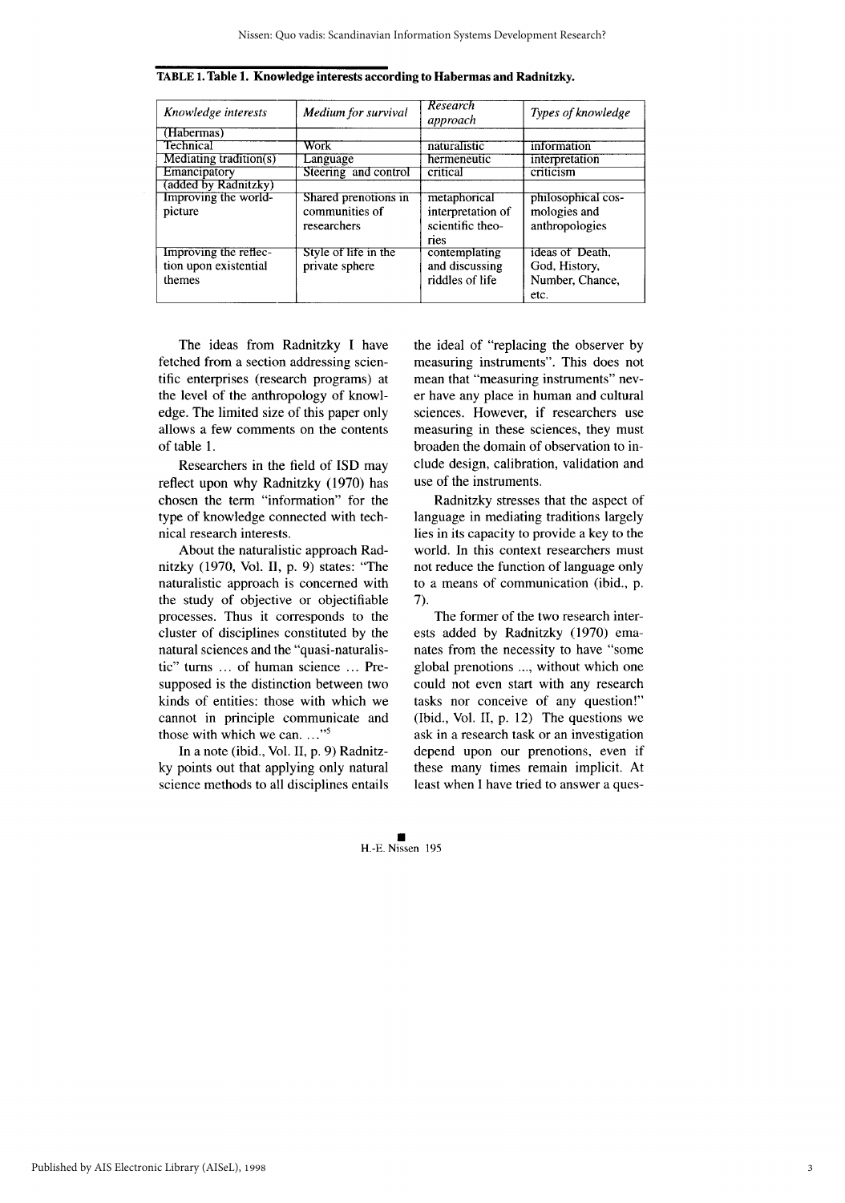**TABLE 1. Table 1. Knowledge interests according to Habermas and Radnitzky.**

| *Knowledge interests* | *Medium for survival* | *Research approach* | *Types of knowledge* |
|---|---|---|---|
| (Habermas) | | | |
| Technical | Work | naturalistic | information |
| Mediating tradition(s) | Language | hermeneutic | interpretation |
| Emancipatory | Steering and control | critical | criticism |
| (added by Radnitzky) | | | |
| Improving the world-picture | Shared prenotions in communities of researchers | metaphorical interpretation of scientific theories | philosophical cosmologies and anthropologies |
| Improving the reflection upon existential themes | Style of life in the private sphere | contemplating and discussing riddles of life | ideas of Death, God, History, Number, Chance, etc. |

The ideas from Radnitzky I have fetched from a section addressing scientific enterprises (research programs) at the level of the anthropology of knowledge. The limited size of this paper only allows a few comments on the contents of table 1.

Researchers in the field of ISD may reflect upon why Radnitzky (1970) has chosen the term "information" for the type of knowledge connected with technical research interests.

About the naturalistic approach Radnitzky (1970, Vol. II, p. 9) states: "The naturalistic approach is concerned with the study of objective or objectifiable processes. Thus it corresponds to the cluster of disciplines constituted by the natural sciences and the "quasi-naturalistic" turns … of human science … Presupposed is the distinction between two kinds of entities: those with which we cannot in principle communicate and those with which we can. …"[5]

In a note (ibid., Vol. II, p. 9) Radnitzky points out that applying only natural science methods to all disciplines entails the ideal of "replacing the observer by measuring instruments". This does not mean that "measuring instruments" never have any place in human and cultural sciences. However, if researchers use measuring in these sciences, they must broaden the domain of observation to include design, calibration, validation and use of the instruments.

Radnitzky stresses that the aspect of language in mediating traditions largely lies in its capacity to provide a key to the world. In this context researchers must not reduce the function of language only to a means of communication (ibid., p. 7).

The former of the two research interests added by Radnitzky (1970) emanates from the necessity to have "some global prenotions ..., without which one could not even start with any research tasks nor conceive of any question!" (Ibid., Vol. II, p. 12) The questions we ask in a research task or an investigation depend upon our prenotions, even if these many times remain implicit. At least when I have tried to answer a ques-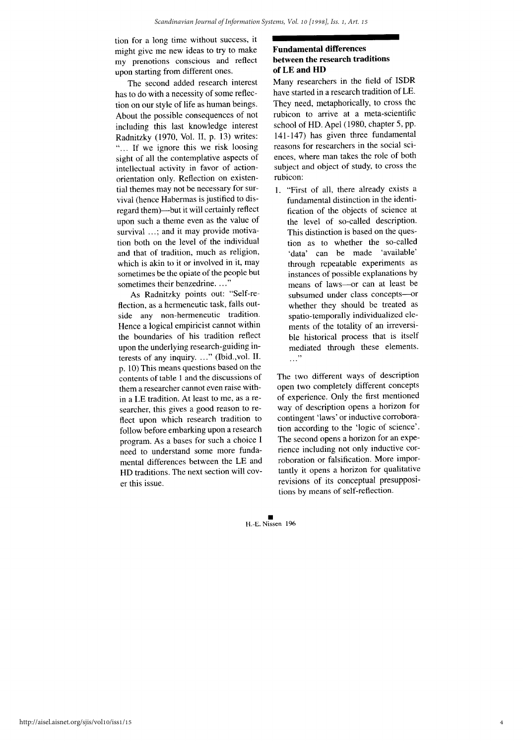tion for a long time without success, it might give me new ideas to try to make my prenotions conscious and reflect upon starting from different ones.

The second added research interest has to do with a necessity of some reflection on our style of life as human beings. About the possible consequences of not including this last knowledge interest Radnitzky (1970, Vol. II, p. 13) writes: "... If we ignore this we risk loosing sight of all the contemplative aspects of intellectual activity in favor of action-orientation only. Reflection on existential themes may not be necessary for survival (hence Habermas is justified to disregard them)—but it will certainly reflect upon such a theme even as the value of survival ...; and it may provide motivation both on the level of the individual and that of tradition, much as religion, which is akin to it or involved in it, may sometimes be the opiate of the people but sometimes their benzedrine. ..."

As Radnitzky points out: "Self-reflection, as a hermeneutic task, falls outside any non-hermeneutic tradition. Hence a logical empiricist cannot within the boundaries of his tradition reflect upon the underlying research-guiding interests of any inquiry. ..." (Ibid.,vol. II. p. 10) This means questions based on the contents of table 1 and the discussions of them a researcher cannot even raise within a LE tradition. At least to me, as a researcher, this gives a good reason to reflect upon which research tradition to follow before embarking upon a research program. As a bases for such a choice I need to understand some more fundamental differences between the LE and HD traditions. The next section will cover this issue.

## Fundamental differences between the research traditions of LE and HD

Many researchers in the field of ISDR have started in a research tradition of LE. They need, metaphorically, to cross the rubicon to arrive at a meta-scientific school of HD. Apel (1980, chapter 5, pp. 141-147) has given three fundamental reasons for researchers in the social sciences, where man takes the role of both subject and object of study, to cross the rubicon:

1. "First of all, there already exists a fundamental distinction in the identification of the objects of science at the level of so-called description. This distinction is based on the question as to whether the so-called 'data' can be made 'available' through repeatable experiments as instances of possible explanations by means of laws—or can at least be subsumed under class concepts—or whether they should be treated as spatio-temporally individualized elements of the totality of an irreversible historical process that is itself mediated through these elements. ..."

The two different ways of description open two completely different concepts of experience. Only the first mentioned way of description opens a horizon for contingent 'laws' or inductive corroboration according to the 'logic of science'. The second opens a horizon for an experience including not only inductive corroboration or falsification. More importantly it opens a horizon for qualitative revisions of its conceptual presuppositions by means of self-reflection.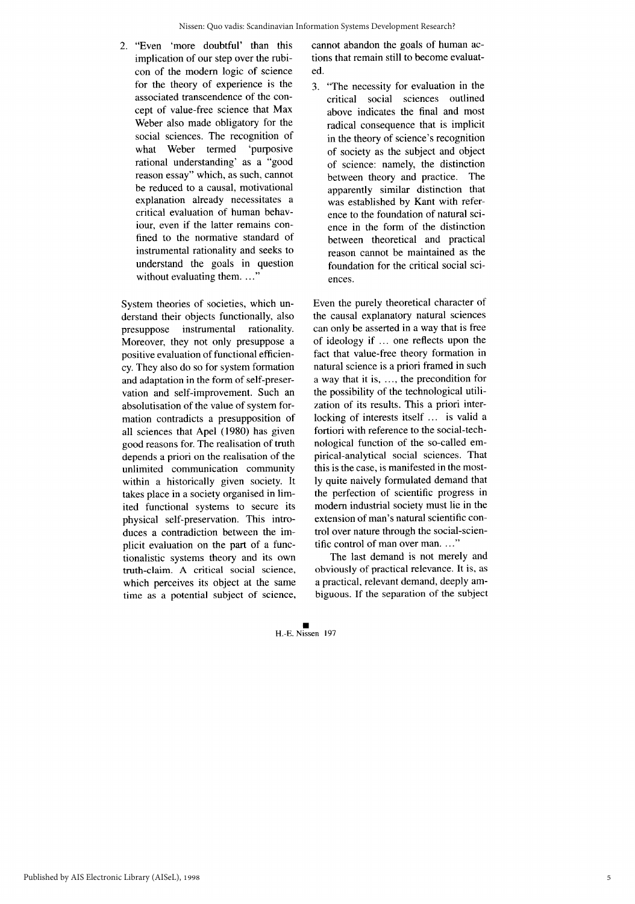2. "Even 'more doubtful' than this implication of our step over the rubicon of the modern logic of science for the theory of experience is the associated transcendence of the concept of value-free science that Max Weber also made obligatory for the social sciences. The recognition of what Weber termed 'purposive rational understanding' as a "good reason essay" which, as such, cannot be reduced to a causal, motivational explanation already necessitates a critical evaluation of human behaviour, even if the latter remains confined to the normative standard of instrumental rationality and seeks to understand the goals in question without evaluating them. ..."

System theories of societies, which understand their objects functionally, also presuppose instrumental rationality. Moreover, they not only presuppose a positive evaluation of functional efficiency. They also do so for system formation and adaptation in the form of self-preservation and self-improvement. Such an absolutisation of the value of system formation contradicts a presupposition of all sciences that Apel (1980) has given good reasons for. The realisation of truth depends a priori on the realisation of the unlimited communication community within a historically given society. It takes place in a society organised in limited functional systems to secure its physical self-preservation. This introduces a contradiction between the implicit evaluation on the part of a functionalistic systems theory and its own truth-claim. A critical social science, which perceives its object at the same time as a potential subject of science, cannot abandon the goals of human actions that remain still to become evaluated.

3. "The necessity for evaluation in the critical social sciences outlined above indicates the final and most radical consequence that is implicit in the theory of science's recognition of society as the subject and object of science: namely, the distinction between theory and practice. The apparently similar distinction that was established by Kant with reference to the foundation of natural science in the form of the distinction between theoretical and practical reason cannot be maintained as the foundation for the critical social sciences.

Even the purely theoretical character of the causal explanatory natural sciences can only be asserted in a way that is free of ideology if ... one reflects upon the fact that value-free theory formation in natural science is a priori framed in such a way that it is, ..., the precondition for the possibility of the technological utilization of its results. This a priori interlocking of interests itself ... is valid a fortiori with reference to the social-technological function of the so-called empirical-analytical social sciences. That this is the case, is manifested in the mostly quite naively formulated demand that the perfection of scientific progress in modern industrial society must lie in the extension of man's natural scientific control over nature through the social-scientific control of man over man. ..."

The last demand is not merely and obviously of practical relevance. It is, as a practical, relevant demand, deeply ambiguous. If the separation of the subject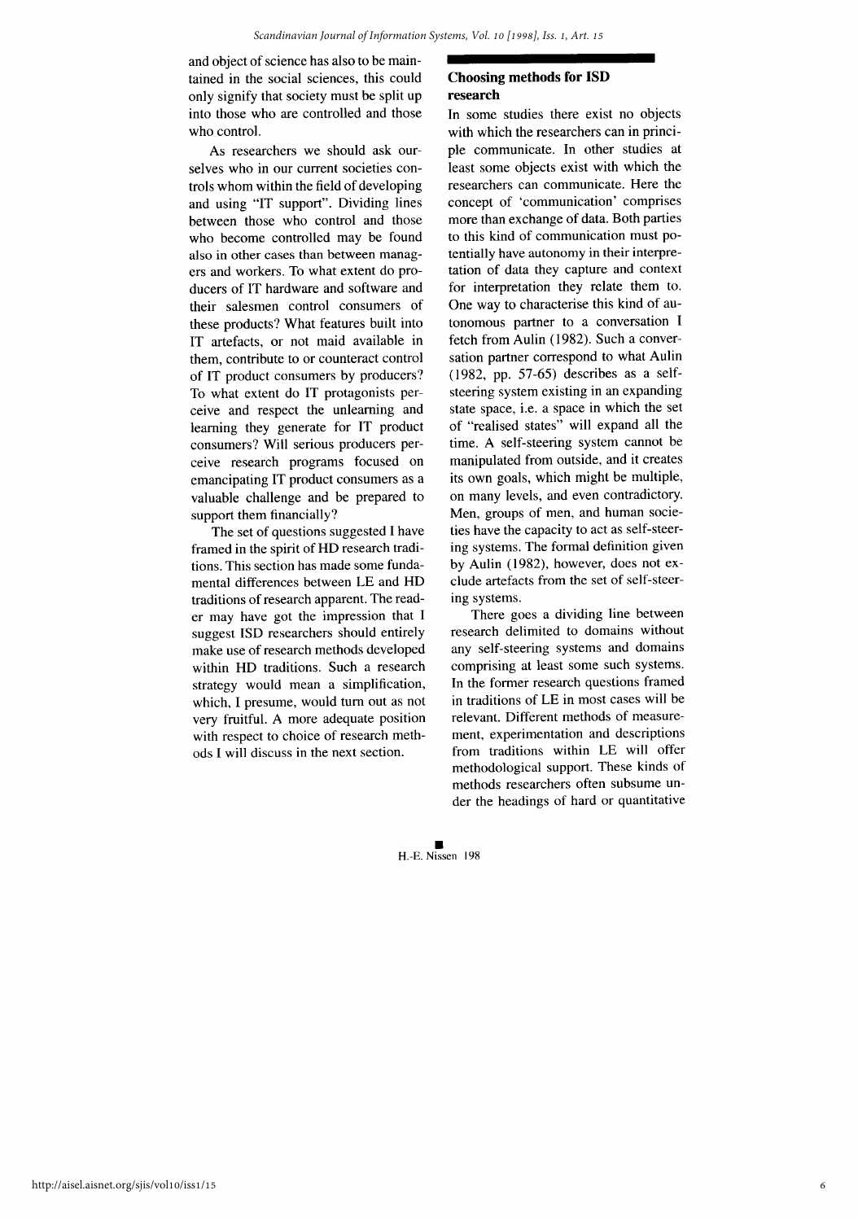and object of science has also to be maintained in the social sciences, this could only signify that society must be split up into those who are controlled and those who control.

As researchers we should ask ourselves who in our current societies controls whom within the field of developing and using "IT support". Dividing lines between those who control and those who become controlled may be found also in other cases than between managers and workers. To what extent do producers of IT hardware and software and their salesmen control consumers of these products? What features built into IT artefacts, or not maid available in them, contribute to or counteract control of IT product consumers by producers? To what extent do IT protagonists perceive and respect the unlearning and learning they generate for IT product consumers? Will serious producers perceive research programs focused on emancipating IT product consumers as a valuable challenge and be prepared to support them financially?

The set of questions suggested I have framed in the spirit of HD research traditions. This section has made some fundamental differences between LE and HD traditions of research apparent. The reader may have got the impression that I suggest ISD researchers should entirely make use of research methods developed within HD traditions. Such a research strategy would mean a simplification, which, I presume, would turn out as not very fruitful. A more adequate position with respect to choice of research methods I will discuss in the next section.

## Choosing methods for ISD research

In some studies there exist no objects with which the researchers can in principle communicate. In other studies at least some objects exist with which the researchers can communicate. Here the concept of 'communication' comprises more than exchange of data. Both parties to this kind of communication must potentially have autonomy in their interpretation of data they capture and context for interpretation they relate them to. One way to characterise this kind of autonomous partner to a conversation I fetch from Aulin (1982). Such a conversation partner correspond to what Aulin (1982, pp. 57-65) describes as a self-steering system existing in an expanding state space, i.e. a space in which the set of "realised states" will expand all the time. A self-steering system cannot be manipulated from outside, and it creates its own goals, which might be multiple, on many levels, and even contradictory. Men, groups of men, and human societies have the capacity to act as self-steering systems. The formal definition given by Aulin (1982), however, does not exclude artefacts from the set of self-steering systems.

There goes a dividing line between research delimited to domains without any self-steering systems and domains comprising at least some such systems. In the former research questions framed in traditions of LE in most cases will be relevant. Different methods of measurement, experimentation and descriptions from traditions within LE will offer methodological support. These kinds of methods researchers often subsume under the headings of hard or quantitative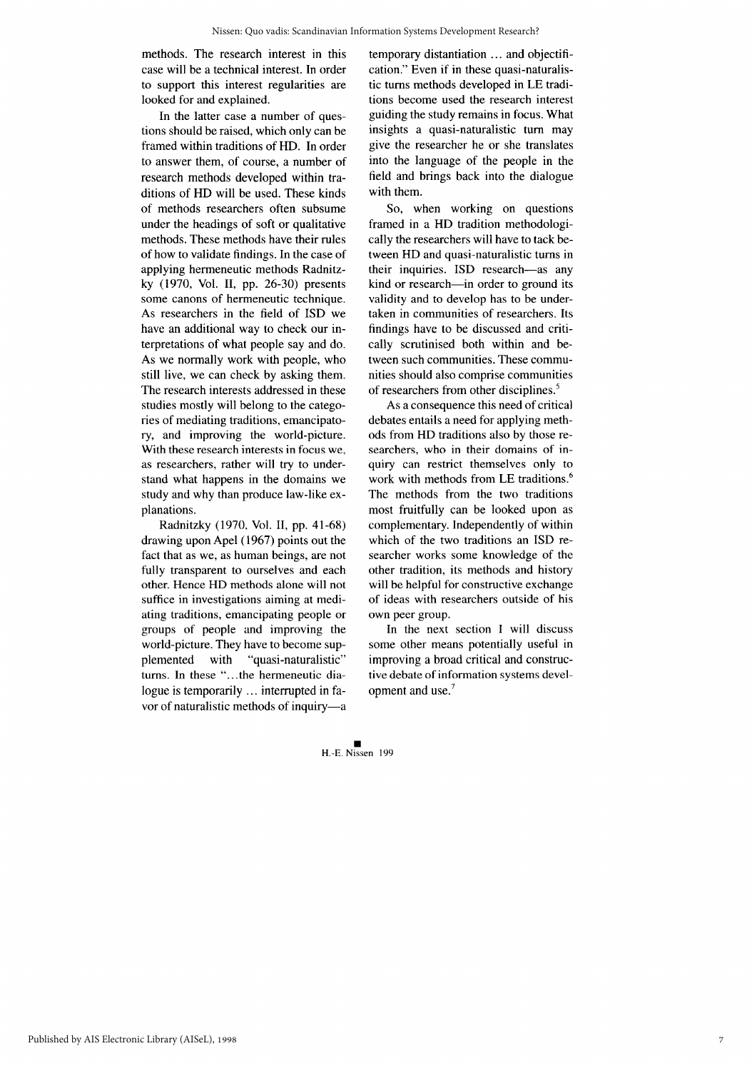methods. The research interest in this case will be a technical interest. In order to support this interest regularities are looked for and explained.

In the latter case a number of questions should be raised, which only can be framed within traditions of HD. In order to answer them, of course, a number of research methods developed within traditions of HD will be used. These kinds of methods researchers often subsume under the headings of soft or qualitative methods. These methods have their rules of how to validate findings. In the case of applying hermeneutic methods Radnitzky (1970, Vol. II, pp. 26-30) presents some canons of hermeneutic technique. As researchers in the field of ISD we have an additional way to check our interpretations of what people say and do. As we normally work with people, who still live, we can check by asking them. The research interests addressed in these studies mostly will belong to the categories of mediating traditions, emancipatory, and improving the world-picture. With these research interests in focus we, as researchers, rather will try to understand what happens in the domains we study and why than produce law-like explanations.

Radnitzky (1970, Vol. II, pp. 41-68) drawing upon Apel (1967) points out the fact that as we, as human beings, are not fully transparent to ourselves and each other. Hence HD methods alone will not suffice in investigations aiming at mediating traditions, emancipating people or groups of people and improving the world-picture. They have to become supplemented with "quasi-naturalistic" turns. In these "...the hermeneutic dialogue is temporarily ... interrupted in favor of naturalistic methods of inquiry—a temporary distantiation ... and objectification." Even if in these quasi-naturalistic turns methods developed in LE traditions become used the research interest guiding the study remains in focus. What insights a quasi-naturalistic turn may give the researcher he or she translates into the language of the people in the field and brings back into the dialogue with them.

So, when working on questions framed in a HD tradition methodologically the researchers will have to tack between HD and quasi-naturalistic turns in their inquiries. ISD research—as any kind or research—in order to ground its validity and to develop has to be undertaken in communities of researchers. Its findings have to be discussed and critically scrutinised both within and between such communities. These communities should also comprise communities of researchers from other disciplines.[5]

As a consequence this need of critical debates entails a need for applying methods from HD traditions also by those researchers, who in their domains of inquiry can restrict themselves only to work with methods from LE traditions.[6] The methods from the two traditions most fruitfully can be looked upon as complementary. Independently of within which of the two traditions an ISD researcher works some knowledge of the other tradition, its methods and history will be helpful for constructive exchange of ideas with researchers outside of his own peer group.

In the next section I will discuss some other means potentially useful in improving a broad critical and constructive debate of information systems development and use.[7]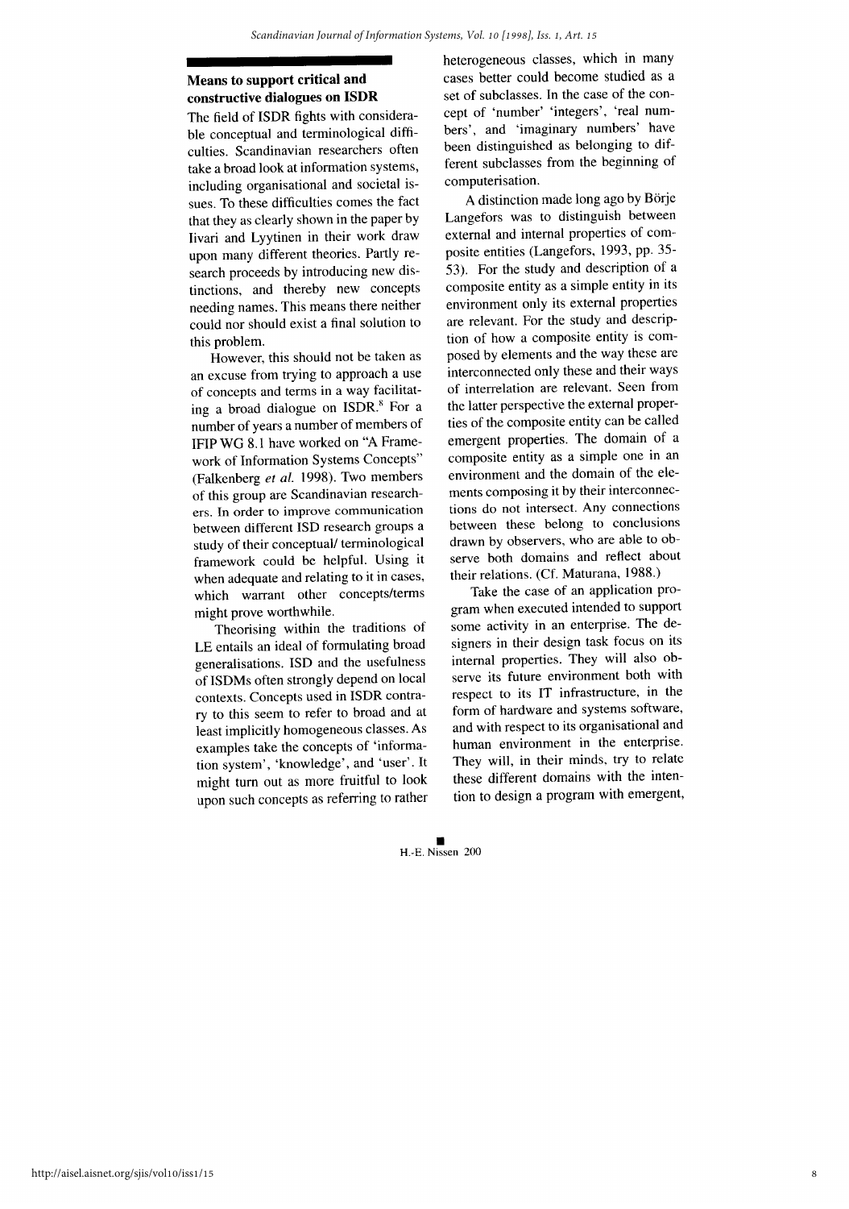## Means to support critical and constructive dialogues on ISDR

The field of ISDR fights with considerable conceptual and terminological difficulties. Scandinavian researchers often take a broad look at information systems, including organisational and societal issues. To these difficulties comes the fact that they as clearly shown in the paper by Iivari and Lyytinen in their work draw upon many different theories. Partly research proceeds by introducing new distinctions, and thereby new concepts needing names. This means there neither could nor should exist a final solution to this problem.

However, this should not be taken as an excuse from trying to approach a use of concepts and terms in a way facilitating a broad dialogue on ISDR.[8] For a number of years a number of members of IFIP WG 8.1 have worked on "A Framework of Information Systems Concepts" (Falkenberg *et al.* 1998). Two members of this group are Scandinavian researchers. In order to improve communication between different ISD research groups a study of their conceptual/ terminological framework could be helpful. Using it when adequate and relating to it in cases, which warrant other concepts/terms might prove worthwhile.

Theorising within the traditions of LE entails an ideal of formulating broad generalisations. ISD and the usefulness of ISDMs often strongly depend on local contexts. Concepts used in ISDR contrary to this seem to refer to broad and at least implicitly homogeneous classes. As examples take the concepts of 'information system', 'knowledge', and 'user'. It might turn out as more fruitful to look upon such concepts as referring to rather heterogeneous classes, which in many cases better could become studied as a set of subclasses. In the case of the concept of 'number' 'integers', 'real numbers', and 'imaginary numbers' have been distinguished as belonging to different subclasses from the beginning of computerisation.

A distinction made long ago by Börje Langefors was to distinguish between external and internal properties of composite entities (Langefors, 1993, pp. 35-53). For the study and description of a composite entity as a simple entity in its environment only its external properties are relevant. For the study and description of how a composite entity is composed by elements and the way these are interconnected only these and their ways of interrelation are relevant. Seen from the latter perspective the external properties of the composite entity can be called emergent properties. The domain of a composite entity as a simple one in an environment and the domain of the elements composing it by their interconnections do not intersect. Any connections between these belong to conclusions drawn by observers, who are able to observe both domains and reflect about their relations. (Cf. Maturana, 1988.)

Take the case of an application program when executed intended to support some activity in an enterprise. The designers in their design task focus on its internal properties. They will also observe its future environment both with respect to its IT infrastructure, in the form of hardware and systems software, and with respect to its organisational and human environment in the enterprise. They will, in their minds, try to relate these different domains with the intention to design a program with emergent,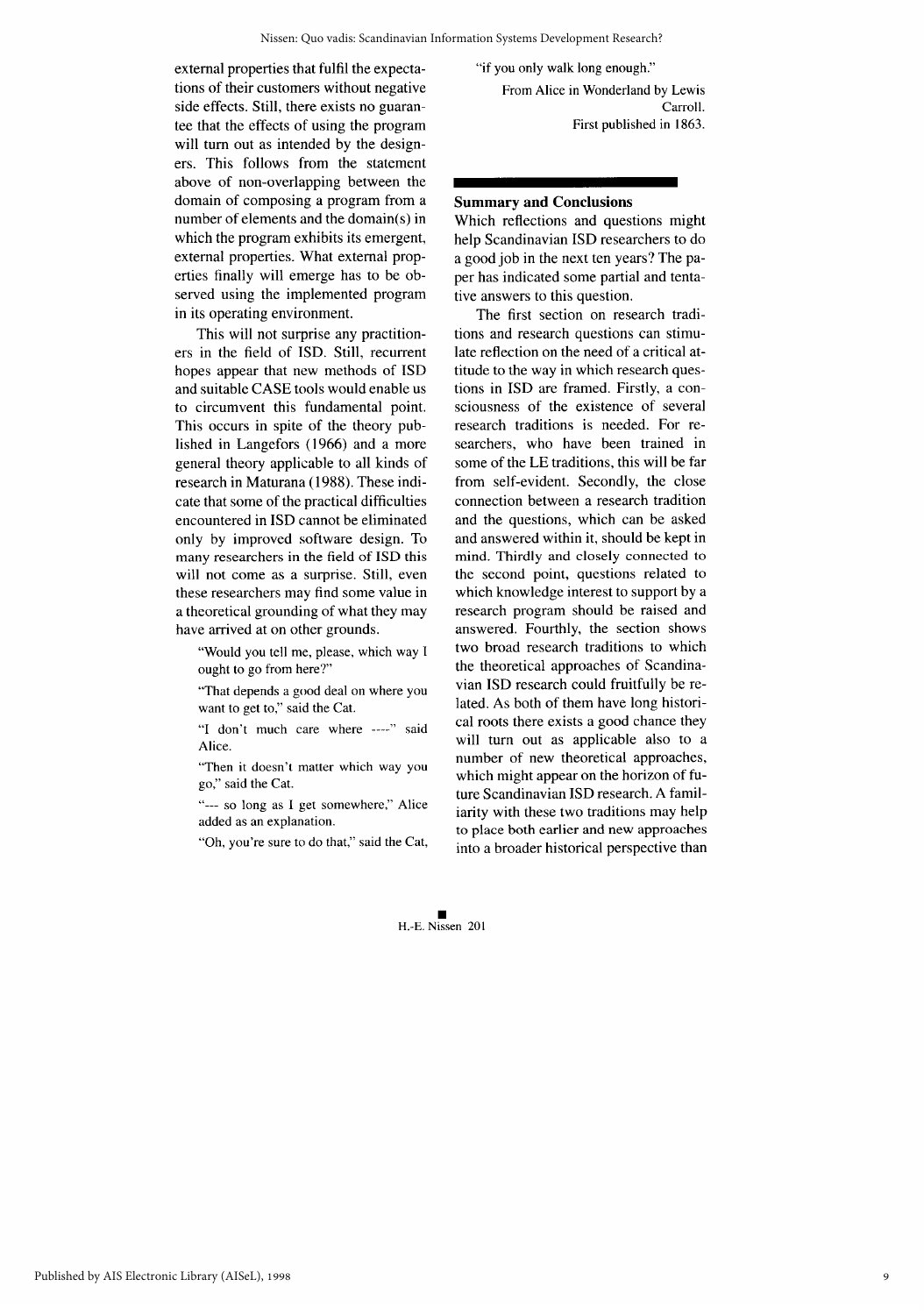external properties that fulfil the expectations of their customers without negative side effects. Still, there exists no guarantee that the effects of using the program will turn out as intended by the designers. This follows from the statement above of non-overlapping between the domain of composing a program from a number of elements and the domain(s) in which the program exhibits its emergent, external properties. What external properties finally will emerge has to be observed using the implemented program in its operating environment.

This will not surprise any practitioners in the field of ISD. Still, recurrent hopes appear that new methods of ISD and suitable CASE tools would enable us to circumvent this fundamental point. This occurs in spite of the theory published in Langefors (1966) and a more general theory applicable to all kinds of research in Maturana (1988). These indicate that some of the practical difficulties encountered in ISD cannot be eliminated only by improved software design. To many researchers in the field of ISD this will not come as a surprise. Still, even these researchers may find some value in a theoretical grounding of what they may have arrived at on other grounds.

> "Would you tell me, please, which way I ought to go from here?"
>
> "That depends a good deal on where you want to get to," said the Cat.
>
> "I don't much care where ----" said Alice.
>
> "Then it doesn't matter which way you go," said the Cat.
>
> "--- so long as I get somewhere," Alice added as an explanation.
>
> "Oh, you're sure to do that," said the Cat, "if you only walk long enough."
>
> From Alice in Wonderland by Lewis Carroll.
> First published in 1863.

## Summary and Conclusions

Which reflections and questions might help Scandinavian ISD researchers to do a good job in the next ten years? The paper has indicated some partial and tentative answers to this question.

The first section on research traditions and research questions can stimulate reflection on the need of a critical attitude to the way in which research questions in ISD are framed. Firstly, a consciousness of the existence of several research traditions is needed. For researchers, who have been trained in some of the LE traditions, this will be far from self-evident. Secondly, the close connection between a research tradition and the questions, which can be asked and answered within it, should be kept in mind. Thirdly and closely connected to the second point, questions related to which knowledge interest to support by a research program should be raised and answered. Fourthly, the section shows two broad research traditions to which the theoretical approaches of Scandinavian ISD research could fruitfully be related. As both of them have long historical roots there exists a good chance they will turn out as applicable also to a number of new theoretical approaches, which might appear on the horizon of future Scandinavian ISD research. A familiarity with these two traditions may help to place both earlier and new approaches into a broader historical perspective than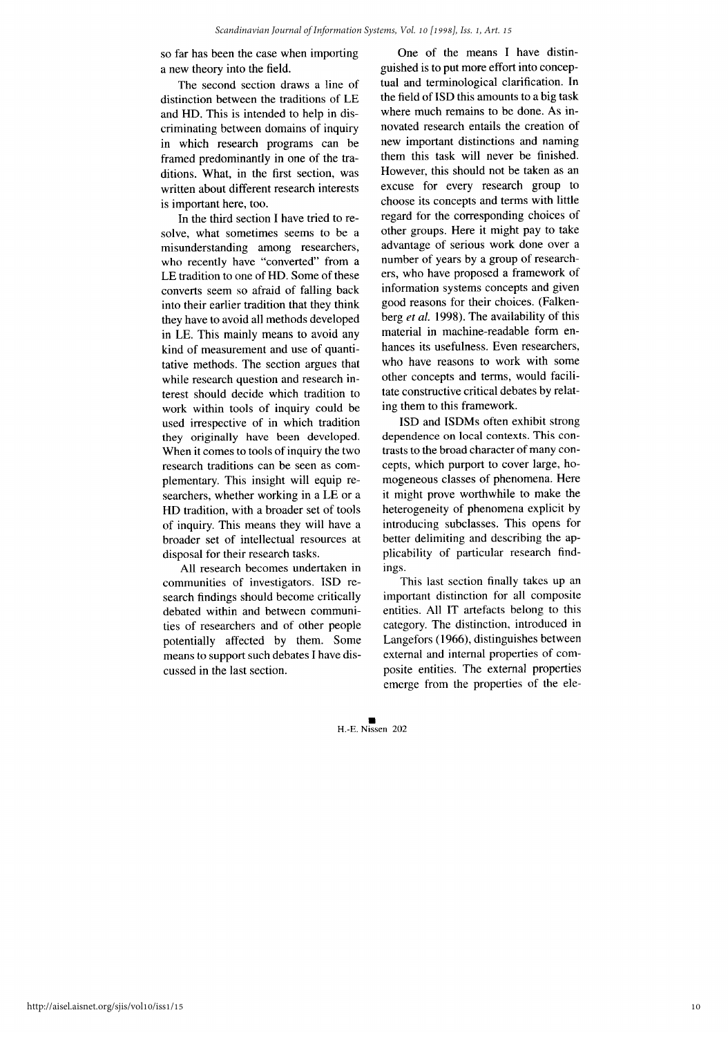so far has been the case when importing a new theory into the field.

The second section draws a line of distinction between the traditions of LE and HD. This is intended to help in discriminating between domains of inquiry in which research programs can be framed predominantly in one of the traditions. What, in the first section, was written about different research interests is important here, too.

In the third section I have tried to resolve, what sometimes seems to be a misunderstanding among researchers, who recently have "converted" from a LE tradition to one of HD. Some of these converts seem so afraid of falling back into their earlier tradition that they think they have to avoid all methods developed in LE. This mainly means to avoid any kind of measurement and use of quantitative methods. The section argues that while research question and research interest should decide which tradition to work within tools of inquiry could be used irrespective of in which tradition they originally have been developed. When it comes to tools of inquiry the two research traditions can be seen as complementary. This insight will equip researchers, whether working in a LE or a HD tradition, with a broader set of tools of inquiry. This means they will have a broader set of intellectual resources at disposal for their research tasks.

All research becomes undertaken in communities of investigators. ISD research findings should become critically debated within and between communities of researchers and of other people potentially affected by them. Some means to support such debates I have discussed in the last section.

One of the means I have distinguished is to put more effort into conceptual and terminological clarification. In the field of ISD this amounts to a big task where much remains to be done. As innovated research entails the creation of new important distinctions and naming them this task will never be finished. However, this should not be taken as an excuse for every research group to choose its concepts and terms with little regard for the corresponding choices of other groups. Here it might pay to take advantage of serious work done over a number of years by a group of researchers, who have proposed a framework of information systems concepts and given good reasons for their choices. (Falkenberg *et al.* 1998). The availability of this material in machine-readable form enhances its usefulness. Even researchers, who have reasons to work with some other concepts and terms, would facilitate constructive critical debates by relating them to this framework.

ISD and ISDMs often exhibit strong dependence on local contexts. This contrasts to the broad character of many concepts, which purport to cover large, homogeneous classes of phenomena. Here it might prove worthwhile to make the heterogeneity of phenomena explicit by introducing subclasses. This opens for better delimiting and describing the applicability of particular research findings.

This last section finally takes up an important distinction for all composite entities. All IT artefacts belong to this category. The distinction, introduced in Langefors (1966), distinguishes between external and internal properties of composite entities. The external properties emerge from the properties of the ele-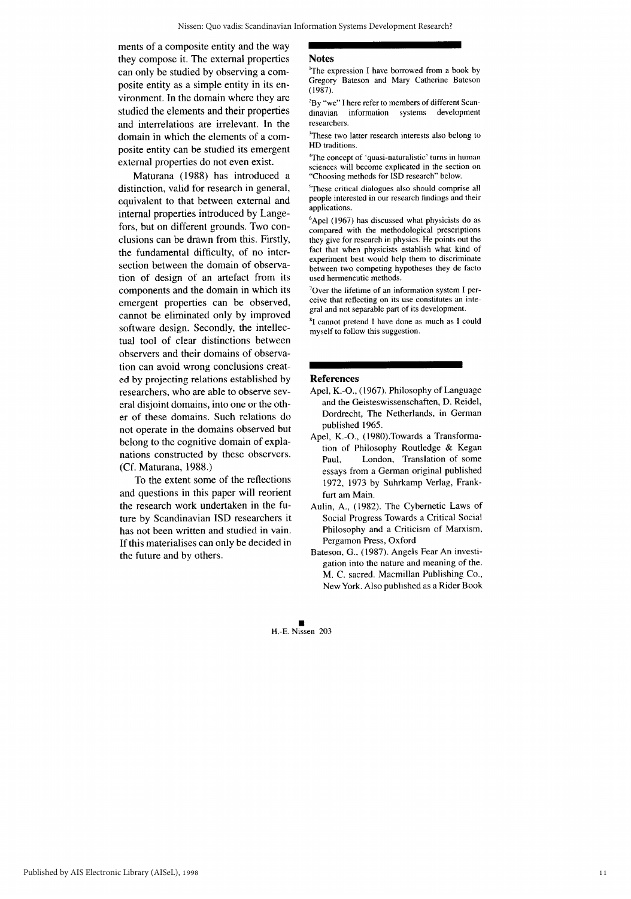ments of a composite entity and the way they compose it. The external properties can only be studied by observing a composite entity as a simple entity in its environment. In the domain where they are studied the elements and their properties and interrelations are irrelevant. In the domain in which the elements of a composite entity can be studied its emergent external properties do not even exist.

Maturana (1988) has introduced a distinction, valid for research in general, equivalent to that between external and internal properties introduced by Langefors, but on different grounds. Two conclusions can be drawn from this. Firstly, the fundamental difficulty, of no intersection between the domain of observation of design of an artefact from its components and the domain in which its emergent properties can be observed, cannot be eliminated only by improved software design. Secondly, the intellectual tool of clear distinctions between observers and their domains of observation can avoid wrong conclusions created by projecting relations established by researchers, who are able to observe several disjoint domains, into one or the other of these domains. Such relations do not operate in the domains observed but belong to the cognitive domain of explanations constructed by these observers. (Cf. Maturana, 1988.)

To the extent some of the reflections and questions in this paper will reorient the research work undertaken in the future by Scandinavian ISD researchers it has not been written and studied in vain. If this materialises can only be decided in the future and by others.

## Notes

[1]The expression I have borrowed from a book by Gregory Bateson and Mary Catherine Bateson (1987).

[2]By "we" I here refer to members of different Scandinavian information systems development researchers.

[3]These two latter research interests also belong to HD traditions.

[4]The concept of 'quasi-naturalistic' turns in human sciences will become explicated in the section on "Choosing methods for ISD research" below.

[5]These critical dialogues also should comprise all people interested in our research findings and their applications.

[6]Apel (1967) has discussed what physicists do as compared with the methodological prescriptions they give for research in physics. He points out the fact that when physicists establish what kind of experiment best would help them to discriminate between two competing hypotheses they de facto used hermeneutic methods.

[7]Over the lifetime of an information system I perceive that reflecting on its use constitutes an integral and not separable part of its development.

[8]I cannot pretend I have done as much as I could myself to follow this suggestion.

## References

Apel, K.-O., (1967). Philosophy of Language and the Geisteswissenschaften, D. Reidel, Dordrecht, The Netherlands, in German published 1965.

Apel, K.-O., (1980).Towards a Transformation of Philosophy Routledge & Kegan Paul, London, Translation of some essays from a German original published 1972, 1973 by Suhrkamp Verlag, Frankfurt am Main.

Aulin, A., (1982). The Cybernetic Laws of Social Progress Towards a Critical Social Philosophy and a Criticism of Marxism, Pergamon Press, Oxford

Bateson, G., (1987). Angels Fear An investigation into the nature and meaning of the. M. C. sacred. Macmillan Publishing Co., New York. Also published as a Rider Book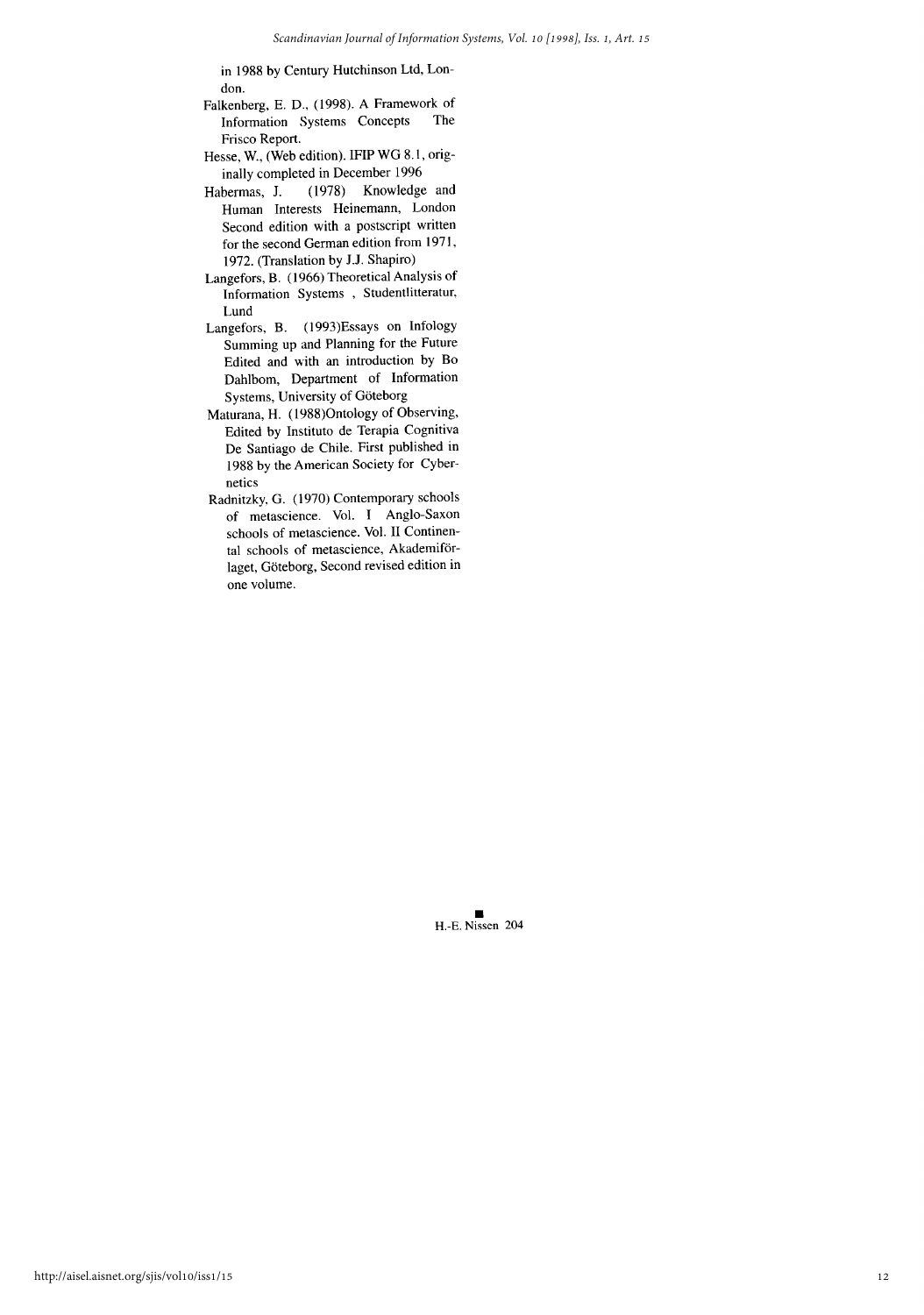in 1988 by Century Hutchinson Ltd, London.

Falkenberg, E. D., (1998). A Framework of Information Systems Concepts The Frisco Report.

Hesse, W., (Web edition). IFIP WG 8.1, originally completed in December 1996

Habermas, J. (1978) Knowledge and Human Interests Heinemann, London Second edition with a postscript written for the second German edition from 1971, 1972. (Translation by J.J. Shapiro)

Langefors, B. (1966) Theoretical Analysis of Information Systems , Studentlitteratur, Lund

Langefors, B. (1993)Essays on Infology Summing up and Planning for the Future Edited and with an introduction by Bo Dahlbom, Department of Information Systems, University of Göteborg

Maturana, H. (1988)Ontology of Observing, Edited by Instituto de Terapia Cognitiva De Santiago de Chile. First published in 1988 by the American Society for Cybernetics

Radnitzky, G. (1970) Contemporary schools of metascience. Vol. I Anglo-Saxon schools of metascience. Vol. II Continental schools of metascience, Akademiförlaget, Göteborg, Second revised edition in one volume.